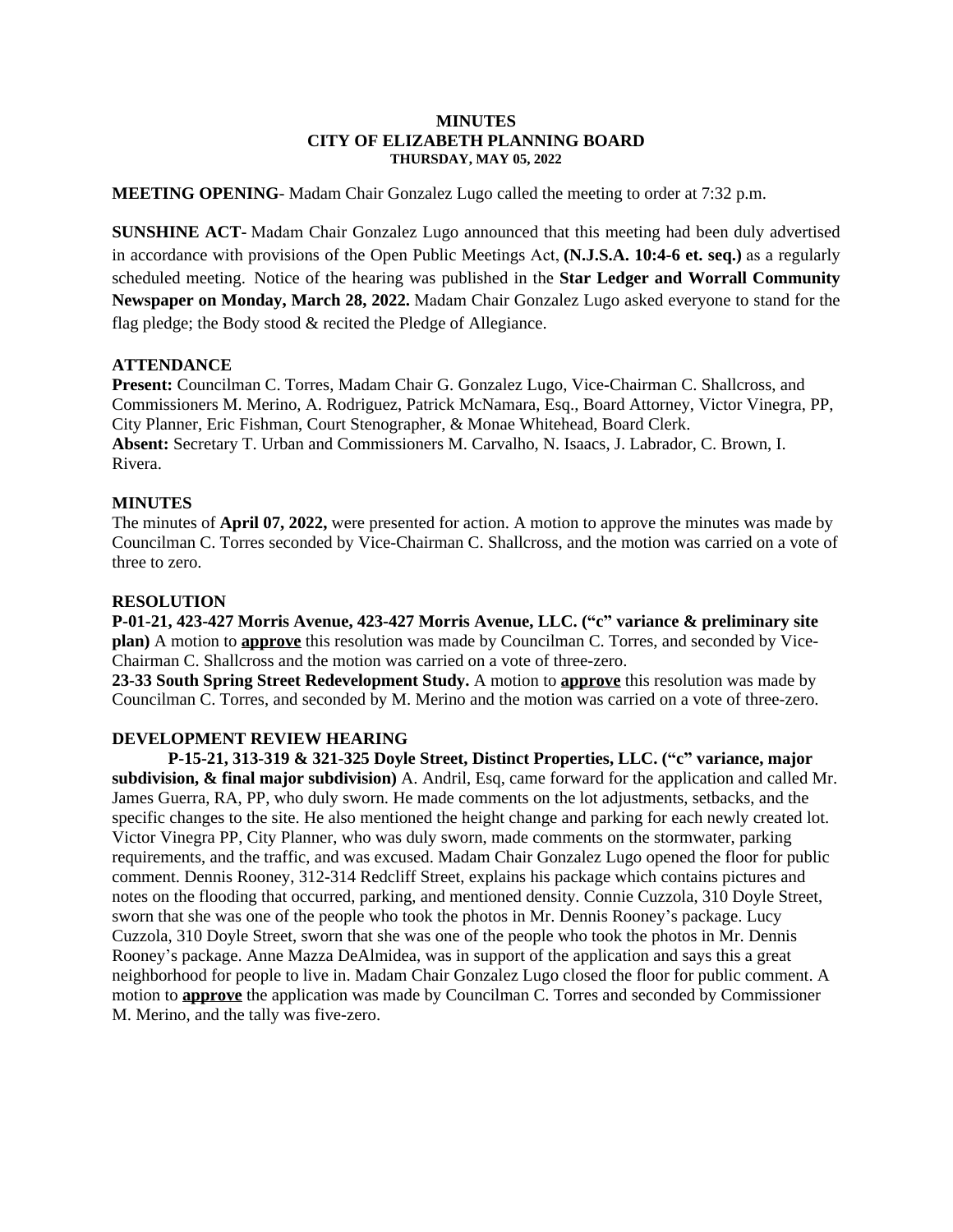# MINUTES
## CITY OF ELIZABETH PLANNING BOARD
### THURSDAY, MAY 05, 2022

**MEETING OPENING**- Madam Chair Gonzalez Lugo called the meeting to order at 7:32 p.m.

**SUNSHINE ACT-** Madam Chair Gonzalez Lugo announced that this meeting had been duly advertised in accordance with provisions of the Open Public Meetings Act, **(N.J.S.A. 10:4-6 et. seq.)** as a regularly scheduled meeting. Notice of the hearing was published in the **Star Ledger and Worrall Community Newspaper on Monday, March 28, 2022.** Madam Chair Gonzalez Lugo asked everyone to stand for the flag pledge; the Body stood & recited the Pledge of Allegiance.

**ATTENDANCE**

**Present:** Councilman C. Torres, Madam Chair G. Gonzalez Lugo, Vice-Chairman C. Shallcross, and Commissioners M. Merino, A. Rodriguez, Patrick McNamara, Esq., Board Attorney, Victor Vinegra, PP, City Planner, Eric Fishman, Court Stenographer, & Monae Whitehead, Board Clerk.
**Absent:** Secretary T. Urban and Commissioners M. Carvalho, N. Isaacs, J. Labrador, C. Brown, I. Rivera.

**MINUTES**

The minutes of **April 07, 2022,** were presented for action. A motion to approve the minutes was made by Councilman C. Torres seconded by Vice-Chairman C. Shallcross, and the motion was carried on a vote of three to zero.

**RESOLUTION**

**P-01-21, 423-427 Morris Avenue, 423-427 Morris Avenue, LLC. ("c" variance & preliminary site plan)** A motion to **approve** this resolution was made by Councilman C. Torres, and seconded by Vice-Chairman C. Shallcross and the motion was carried on a vote of three-zero.
**23-33 South Spring Street Redevelopment Study.** A motion to **approve** this resolution was made by Councilman C. Torres, and seconded by M. Merino and the motion was carried on a vote of three-zero.

**DEVELOPMENT REVIEW HEARING**

**P-15-21, 313-319 & 321-325 Doyle Street, Distinct Properties, LLC. ("c" variance, major subdivision, & final major subdivision)** A. Andril, Esq, came forward for the application and called Mr. James Guerra, RA, PP, who duly sworn. He made comments on the lot adjustments, setbacks, and the specific changes to the site. He also mentioned the height change and parking for each newly created lot. Victor Vinegra PP, City Planner, who was duly sworn, made comments on the stormwater, parking requirements, and the traffic, and was excused. Madam Chair Gonzalez Lugo opened the floor for public comment. Dennis Rooney, 312-314 Redcliff Street, explains his package which contains pictures and notes on the flooding that occurred, parking, and mentioned density. Connie Cuzzola, 310 Doyle Street, sworn that she was one of the people who took the photos in Mr. Dennis Rooney's package. Lucy Cuzzola, 310 Doyle Street, sworn that she was one of the people who took the photos in Mr. Dennis Rooney's package. Anne Mazza DeAlmidea, was in support of the application and says this a great neighborhood for people to live in. Madam Chair Gonzalez Lugo closed the floor for public comment. A motion to **approve** the application was made by Councilman C. Torres and seconded by Commissioner M. Merino, and the tally was five-zero.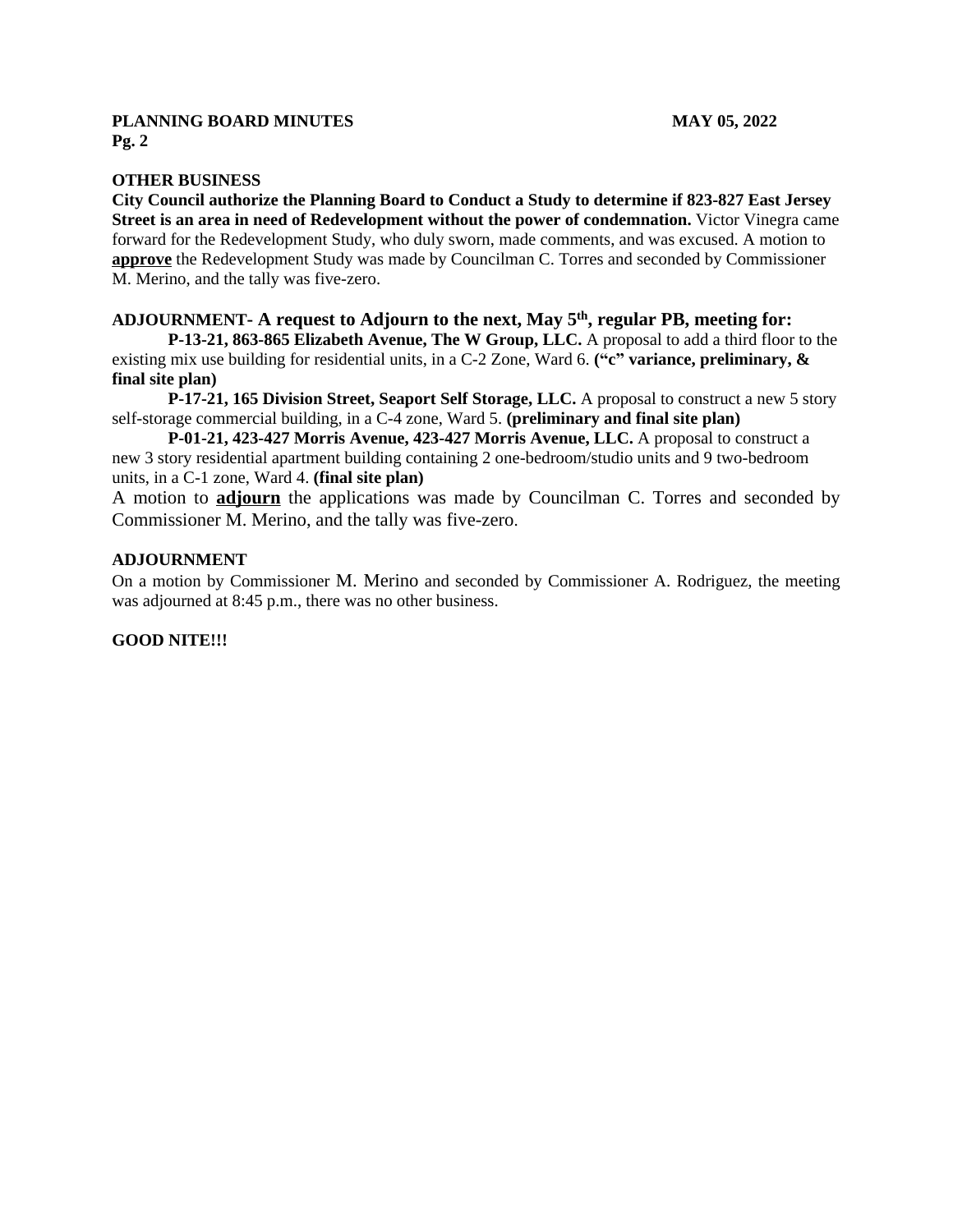## OTHER BUSINESS

**City Council authorize the Planning Board to Conduct a Study to determine if 823-827 East Jersey Street is an area in need of Redevelopment without the power of condemnation.** Victor Vinegra came forward for the Redevelopment Study, who duly sworn, made comments, and was excused. A motion to **approve** the Redevelopment Study was made by Councilman C. Torres and seconded by Commissioner M. Merino, and the tally was five-zero.

## ADJOURNMENT- A request to Adjourn to the next, May 5th, regular PB, meeting for:

**P-13-21, 863-865 Elizabeth Avenue, The W Group, LLC.** A proposal to add a third floor to the existing mix use building for residential units, in a C-2 Zone, Ward 6. **("c" variance, preliminary, & final site plan)**

**P-17-21, 165 Division Street, Seaport Self Storage, LLC.** A proposal to construct a new 5 story self-storage commercial building, in a C-4 zone, Ward 5. **(preliminary and final site plan)**

**P-01-21, 423-427 Morris Avenue, 423-427 Morris Avenue, LLC.** A proposal to construct a new 3 story residential apartment building containing 2 one-bedroom/studio units and 9 two-bedroom units, in a C-1 zone, Ward 4. **(final site plan)**

A motion to **adjourn** the applications was made by Councilman C. Torres and seconded by Commissioner M. Merino, and the tally was five-zero.

## ADJOURNMENT

On a motion by Commissioner M. Merino and seconded by Commissioner A. Rodriguez, the meeting was adjourned at 8:45 p.m., there was no other business.

**GOOD NITE!!!**